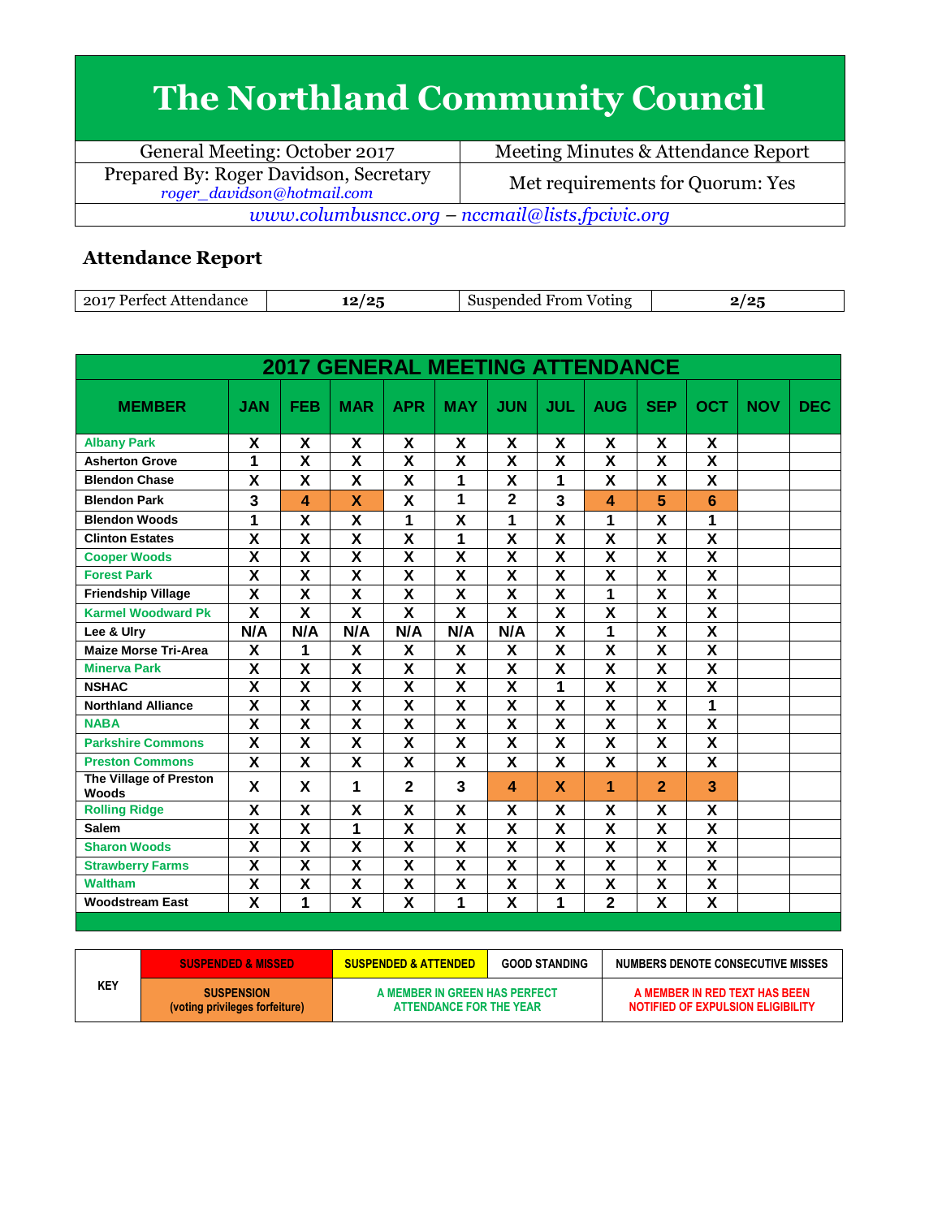# The Northland Community Council

| General Meeting: October 2017 | Meeting Minutes & Attendance Report |
|---|---|
| Prepared By: Roger Davidson, Secretary *roger_davidson@hotmail.com* | Met requirements for Quorum: Yes |
| *www.columbusncc.org – nccmail@lists.fpcivic.org* | |

## Attendance Report

| 2017 Perfect Attendance | 12/25 | Suspended From Voting | 2/25 |
|---|---|---|---|

| 2017 GENERAL MEETING ATTENDANCE | | | | | | | | | | | | |
|---|---|---|---|---|---|---|---|---|---|---|---|---|
| MEMBER | JAN | FEB | MAR | APR | MAY | JUN | JUL | AUG | SEP | OCT | NOV | DEC |
| Albany Park | X | X | X | X | X | X | X | X | X | X | | |
| Asherton Grove | 1 | X | X | X | X | X | X | X | X | X | | |
| Blendon Chase | X | X | X | X | 1 | X | 1 | X | X | X | | |
| Blendon Park | 3 | 4 | X | X | 1 | 2 | 3 | 4 | 5 | 6 | | |
| Blendon Woods | 1 | X | X | 1 | X | 1 | X | 1 | X | 1 | | |
| Clinton Estates | X | X | X | X | 1 | X | X | X | X | X | | |
| Cooper Woods | X | X | X | X | X | X | X | X | X | X | | |
| Forest Park | X | X | X | X | X | X | X | X | X | X | | |
| Friendship Village | X | X | X | X | X | X | X | 1 | X | X | | |
| Karmel Woodward Pk | X | X | X | X | X | X | X | X | X | X | | |
| Lee & Ulry | N/A | N/A | N/A | N/A | N/A | N/A | X | 1 | X | X | | |
| Maize Morse Tri-Area | X | 1 | X | X | X | X | X | X | X | X | | |
| Minerva Park | X | X | X | X | X | X | X | X | X | X | | |
| NSHAC | X | X | X | X | X | X | 1 | X | X | X | | |
| Northland Alliance | X | X | X | X | X | X | X | X | X | 1 | | |
| NABA | X | X | X | X | X | X | X | X | X | X | | |
| Parkshire Commons | X | X | X | X | X | X | X | X | X | X | | |
| Preston Commons | X | X | X | X | X | X | X | X | X | X | | |
| The Village of Preston Woods | X | X | 1 | 2 | 3 | 4 | X | 1 | 2 | 3 | | |
| Rolling Ridge | X | X | X | X | X | X | X | X | X | X | | |
| Salem | X | X | 1 | X | X | X | X | X | X | X | | |
| Sharon Woods | X | X | X | X | X | X | X | X | X | X | | |
| Strawberry Farms | X | X | X | X | X | X | X | X | X | X | | |
| Waltham | X | X | X | X | X | X | X | X | X | X | | |
| Woodstream East | X | 1 | X | X | 1 | X | 1 | 2 | X | X | | |

| KEY | SUSPENDED & MISSED | SUSPENDED & ATTENDED | GOOD STANDING | NUMBERS DENOTE CONSECUTIVE MISSES |
|---|---|---|---|---|
| | SUSPENSION (voting privileges forfeiture) | A MEMBER IN GREEN HAS PERFECT ATTENDANCE FOR THE YEAR | | A MEMBER IN RED TEXT HAS BEEN NOTIFIED OF EXPULSION ELIGIBILITY |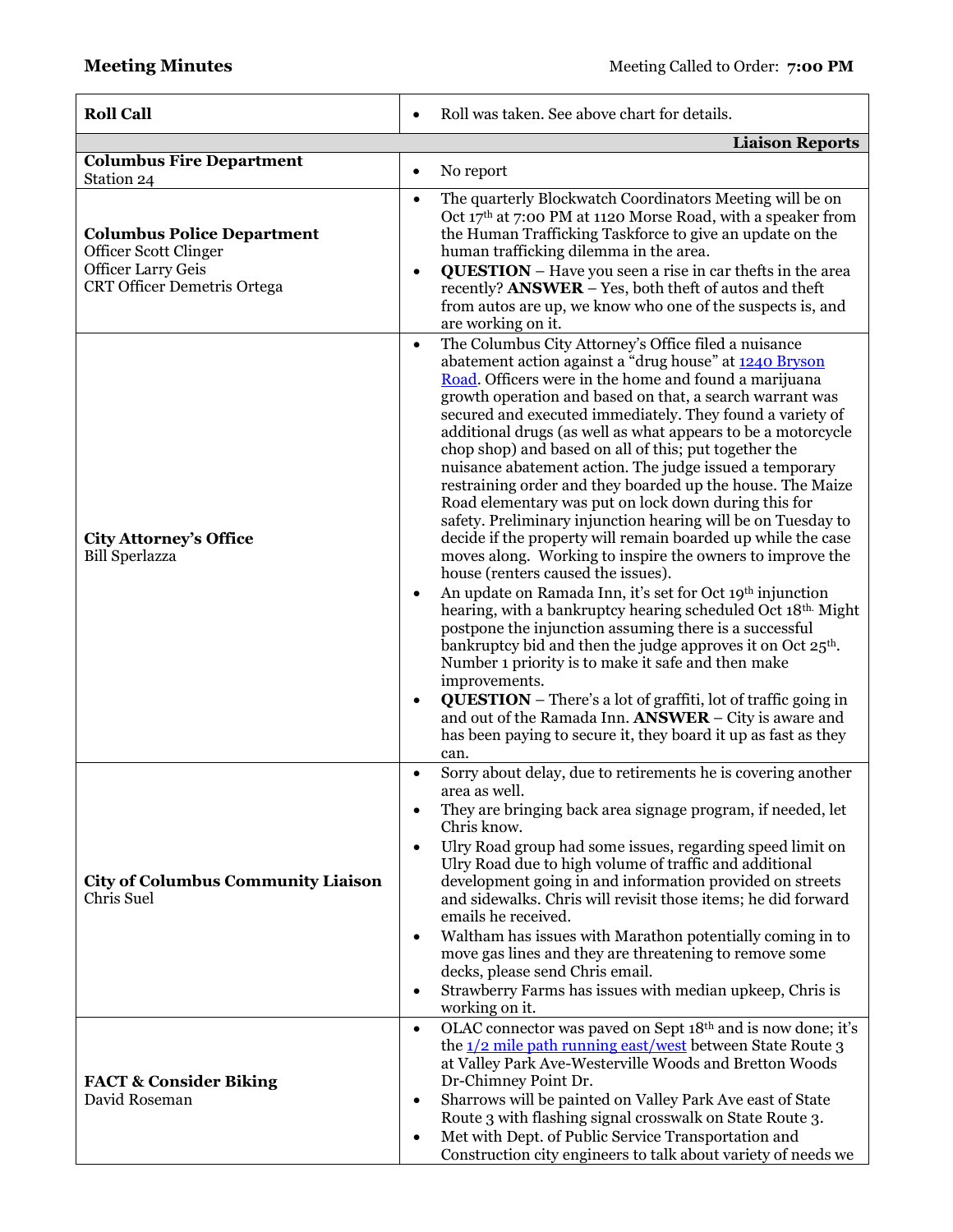**Meeting Minutes** Meeting Called to Order: **7:00 PM**

| | |
|---|---|
| **Roll Call** | • Roll was taken. See above chart for details. |
| | **Liaison Reports** |
| **Columbus Fire Department**<br>Station 24 | • No report |
| **Columbus Police Department**<br>Officer Scott Clinger<br>Officer Larry Geis<br>CRT Officer Demetris Ortega | • The quarterly Blockwatch Coordinators Meeting will be on Oct 17th at 7:00 PM at 1120 Morse Road, with a speaker from the Human Trafficking Taskforce to give an update on the human trafficking dilemma in the area.<br>• **QUESTION** – Have you seen a rise in car thefts in the area recently? **ANSWER** – Yes, both theft of autos and theft from autos are up, we know who one of the suspects is, and are working on it. |
| **City Attorney's Office**<br>Bill Sperlazza | • The Columbus City Attorney's Office filed a nuisance abatement action against a "drug house" at 1240 Bryson Road. Officers were in the home and found a marijuana growth operation and based on that, a search warrant was secured and executed immediately. They found a variety of additional drugs (as well as what appears to be a motorcycle chop shop) and based on all of this; put together the nuisance abatement action. The judge issued a temporary restraining order and they boarded up the house. The Maize Road elementary was put on lock down during this for safety. Preliminary injunction hearing will be on Tuesday to decide if the property will remain boarded up while the case moves along. Working to inspire the owners to improve the house (renters caused the issues).<br>• An update on Ramada Inn, it's set for Oct 19th injunction hearing, with a bankruptcy hearing scheduled Oct 18th. Might postpone the injunction assuming there is a successful bankruptcy bid and then the judge approves it on Oct 25th. Number 1 priority is to make it safe and then make improvements.<br>• **QUESTION** – There's a lot of graffiti, lot of traffic going in and out of the Ramada Inn. **ANSWER** – City is aware and has been paying to secure it, they board it up as fast as they can. |
| **City of Columbus Community Liaison**<br>Chris Suel | • Sorry about delay, due to retirements he is covering another area as well.<br>• They are bringing back area signage program, if needed, let Chris know.<br>• Ulry Road group had some issues, regarding speed limit on Ulry Road due to high volume of traffic and additional development going in and information provided on streets and sidewalks. Chris will revisit those items; he did forward emails he received.<br>• Waltham has issues with Marathon potentially coming in to move gas lines and they are threatening to remove some decks, please send Chris email.<br>• Strawberry Farms has issues with median upkeep, Chris is working on it. |
| **FACT & Consider Biking**<br>David Roseman | • OLAC connector was paved on Sept 18th and is now done; it's the 1/2 mile path running east/west between State Route 3 at Valley Park Ave-Westerville Woods and Bretton Woods Dr-Chimney Point Dr.<br>• Sharrows will be painted on Valley Park Ave east of State Route 3 with flashing signal crosswalk on State Route 3.<br>• Met with Dept. of Public Service Transportation and Construction city engineers to talk about variety of needs we |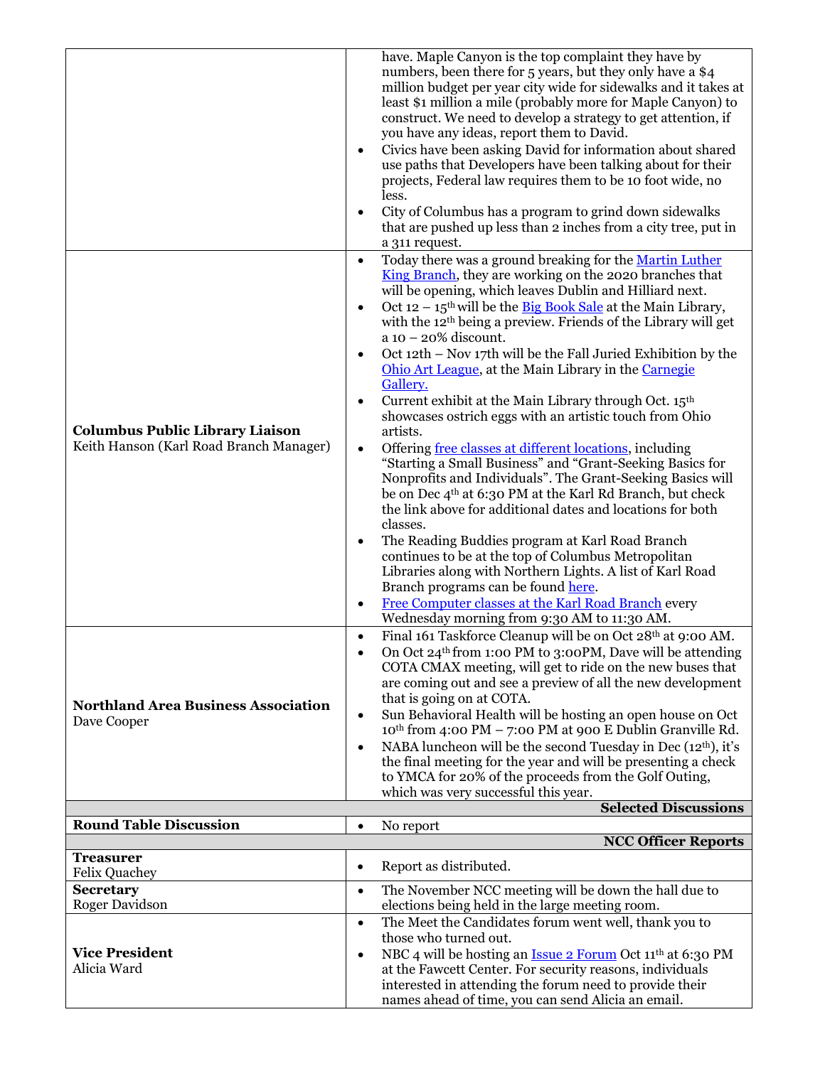| | |
|---|---|
| | have. Maple Canyon is the top complaint they have by numbers, been there for 5 years, but they only have a \$4 million budget per year city wide for sidewalks and it takes at least \$1 million a mile (probably more for Maple Canyon) to construct. We need to develop a strategy to get attention, if you have any ideas, report them to David.<br>• Civics have been asking David for information about shared use paths that Developers have been talking about for their projects, Federal law requires them to be 10 foot wide, no less.<br>• City of Columbus has a program to grind down sidewalks that are pushed up less than 2 inches from a city tree, put in a 311 request. |
| **Columbus Public Library Liaison**<br>Keith Hanson (Karl Road Branch Manager) | • Today there was a ground breaking for the Martin Luther King Branch, they are working on the 2020 branches that will be opening, which leaves Dublin and Hilliard next.<br>• Oct 12 – 15th will be the Big Book Sale at the Main Library, with the 12th being a preview. Friends of the Library will get a 10 – 20% discount.<br>• Oct 12th – Nov 17th will be the Fall Juried Exhibition by the Ohio Art League, at the Main Library in the Carnegie Gallery.<br>• Current exhibit at the Main Library through Oct. 15th showcases ostrich eggs with an artistic touch from Ohio artists.<br>• Offering free classes at different locations, including "Starting a Small Business" and "Grant-Seeking Basics for Nonprofits and Individuals". The Grant-Seeking Basics will be on Dec 4th at 6:30 PM at the Karl Rd Branch, but check the link above for additional dates and locations for both classes.<br>• The Reading Buddies program at Karl Road Branch continues to be at the top of Columbus Metropolitan Libraries along with Northern Lights. A list of Karl Road Branch programs can be found here.<br>• Free Computer classes at the Karl Road Branch every Wednesday morning from 9:30 AM to 11:30 AM. |
| **Northland Area Business Association**<br>Dave Cooper | • Final 161 Taskforce Cleanup will be on Oct 28th at 9:00 AM.<br>• On Oct 24th from 1:00 PM to 3:00PM, Dave will be attending COTA CMAX meeting, will get to ride on the new buses that are coming out and see a preview of all the new development that is going on at COTA.<br>• Sun Behavioral Health will be hosting an open house on Oct 10th from 4:00 PM – 7:00 PM at 900 E Dublin Granville Rd.<br>• NABA luncheon will be the second Tuesday in Dec (12th), it's the final meeting for the year and will be presenting a check to YMCA for 20% of the proceeds from the Golf Outing, which was very successful this year. |
| | **Selected Discussions** |
| **Round Table Discussion** | • No report |
| | **NCC Officer Reports** |
| **Treasurer**<br>Felix Quachey | • Report as distributed. |
| **Secretary**<br>Roger Davidson | • The November NCC meeting will be down the hall due to elections being held in the large meeting room. |
| **Vice President**<br>Alicia Ward | • The Meet the Candidates forum went well, thank you to those who turned out.<br>• NBC 4 will be hosting an Issue 2 Forum Oct 11th at 6:30 PM at the Fawcett Center. For security reasons, individuals interested in attending the forum need to provide their names ahead of time, you can send Alicia an email. |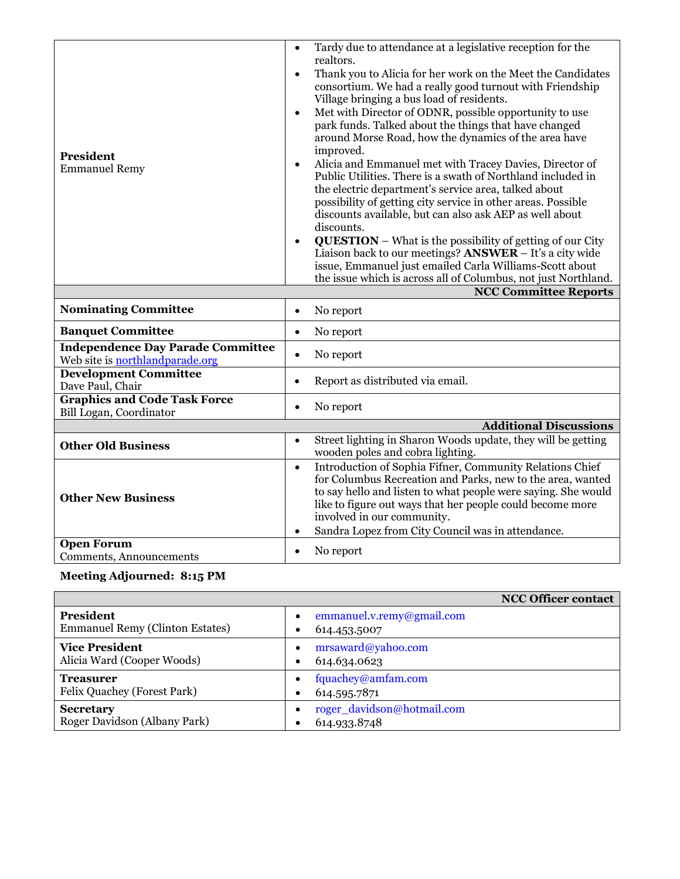| | |
|---|---|
| **President**<br>Emmanuel Remy | • Tardy due to attendance at a legislative reception for the realtors.<br>• Thank you to Alicia for her work on the Meet the Candidates consortium. We had a really good turnout with Friendship Village bringing a bus load of residents.<br>• Met with Director of ODNR, possible opportunity to use park funds. Talked about the things that have changed around Morse Road, how the dynamics of the area have improved.<br>• Alicia and Emmanuel met with Tracey Davies, Director of Public Utilities. There is a swath of Northland included in the electric department's service area, talked about possibility of getting city service in other areas. Possible discounts available, but can also ask AEP as well about discounts.<br>• **QUESTION** – What is the possibility of getting of our City Liaison back to our meetings? **ANSWER** – It's a city wide issue, Emmanuel just emailed Carla Williams-Scott about the issue which is across all of Columbus, not just Northland. |
| | **NCC Committee Reports** |
| **Nominating Committee** | • No report |
| **Banquet Committee** | • No report |
| **Independence Day Parade Committee**<br>Web site is northlandparade.org | • No report |
| **Development Committee**<br>Dave Paul, Chair | • Report as distributed via email. |
| **Graphics and Code Task Force**<br>Bill Logan, Coordinator | • No report |
| | **Additional Discussions** |
| **Other Old Business** | • Street lighting in Sharon Woods update, they will be getting wooden poles and cobra lighting. |
| **Other New Business** | • Introduction of Sophia Fifner, Community Relations Chief for Columbus Recreation and Parks, new to the area, wanted to say hello and listen to what people were saying. She would like to figure out ways that her people could become more involved in our community.<br>• Sandra Lopez from City Council was in attendance. |
| **Open Forum**<br>Comments, Announcements | • No report |

**Meeting Adjourned: 8:15 PM**

| | **NCC Officer contact** |
|---|---|
| **President**<br>Emmanuel Remy (Clinton Estates) | • emmanuel.v.remy@gmail.com<br>• 614.453.5007 |
| **Vice President**<br>Alicia Ward (Cooper Woods) | • mrsaward@yahoo.com<br>• 614.634.0623 |
| **Treasurer**<br>Felix Quachey (Forest Park) | • fquachey@amfam.com<br>• 614.595.7871 |
| **Secretary**<br>Roger Davidson (Albany Park) | • roger_davidson@hotmail.com<br>• 614.933.8748 |